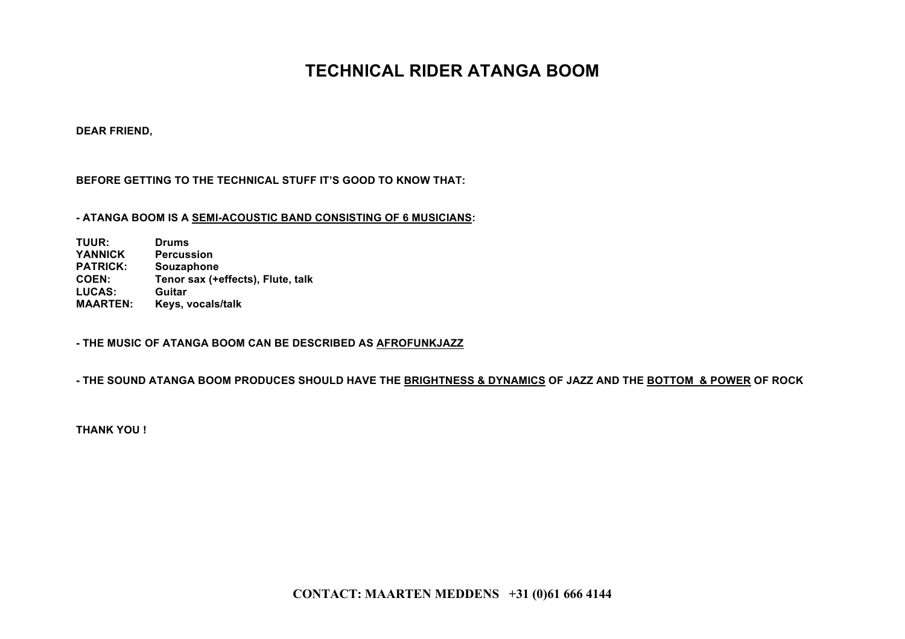# TECHNICAL RIDER ATANGA BOOM

**DEAR FRIEND,**

**BEFORE GETTING TO THE TECHNICAL STUFF IT'S GOOD TO KNOW THAT:**

**- ATANGA BOOM IS A <u>SEMI-ACOUSTIC BAND CONSISTING OF 6 MUSICIANS</u>:**

| | |
|---|---|
| **TUUR:** | **Drums** |
| **YANNICK** | **Percussion** |
| **PATRICK:** | **Souzaphone** |
| **COEN:** | **Tenor sax (+effects), Flute, talk** |
| **LUCAS:** | **Guitar** |
| **MAARTEN:** | **Keys, vocals/talk** |

**- THE MUSIC OF ATANGA BOOM CAN BE DESCRIBED AS <u>AFROFUNKJAZZ</u>**

**- THE SOUND ATANGA BOOM PRODUCES SHOULD HAVE THE <u>BRIGHTNESS & DYNAMICS</u> OF JAZZ AND THE <u>BOTTOM & POWER</u> OF ROCK**

**THANK YOU !**

**CONTACT: MAARTEN MEDDENS +31 (0)61 666 4144**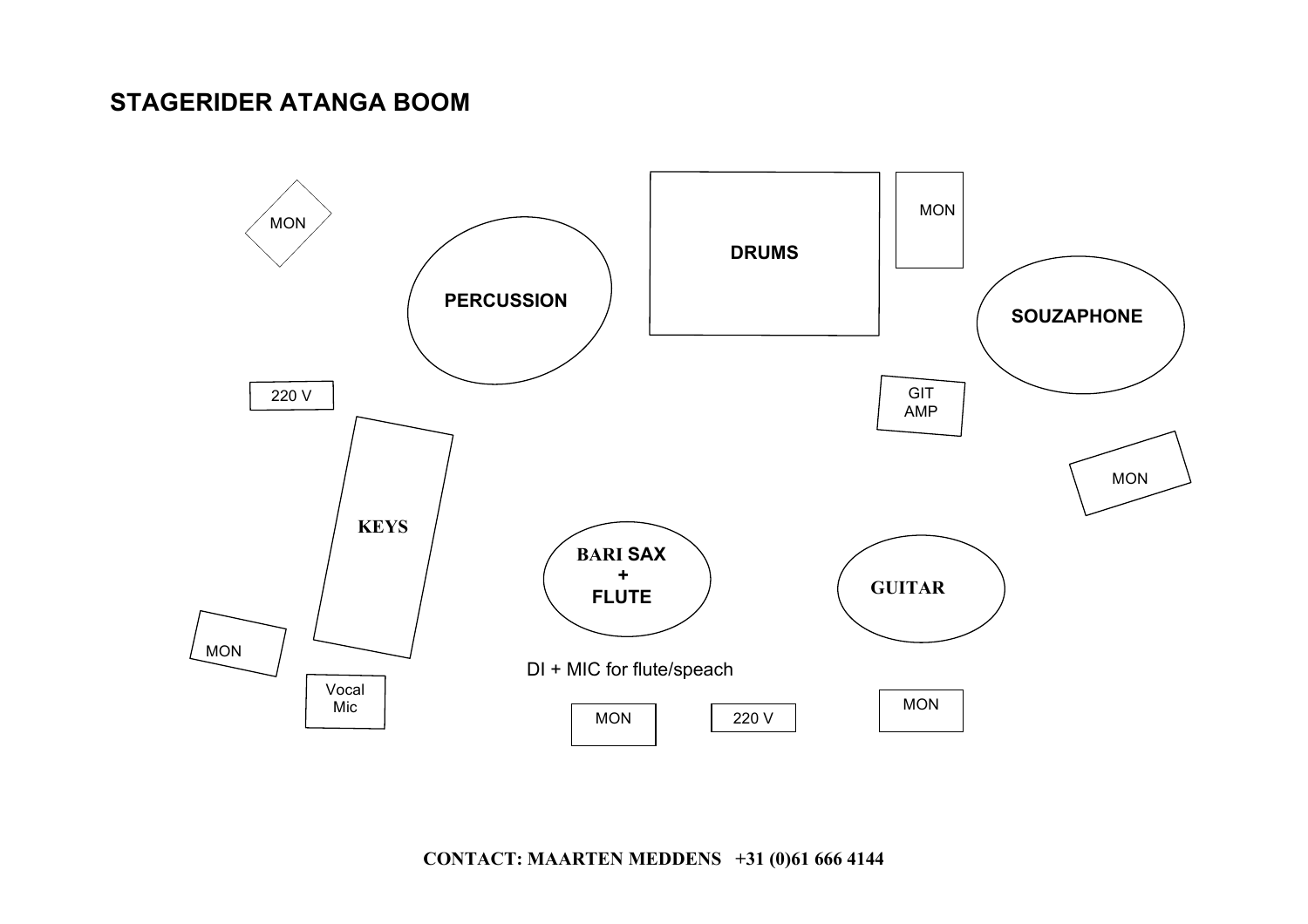# STAGERIDER ATANGA BOOM

MON

PERCUSSION

DRUMS

MON

SOUZAPHONE

220 V

GIT AMP

MON

KEYS

BARI SAX + FLUTE

GUITAR

MON

Vocal Mic

DI + MIC for flute/speach

MON

220 V

MON

**CONTACT: MAARTEN MEDDENS +31 (0)61 666 4144**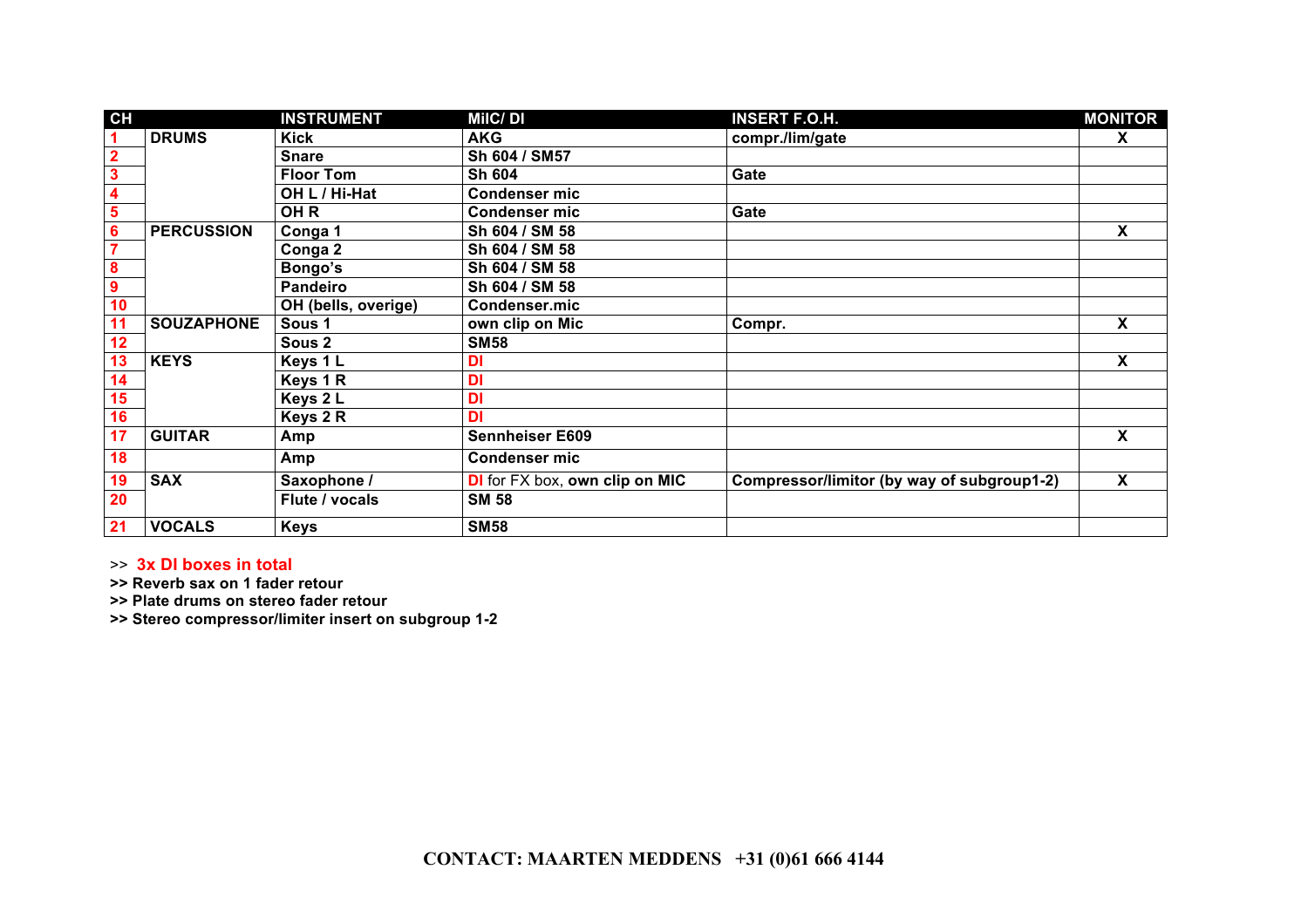| CH | | INSTRUMENT | MIIC/ DI | INSERT F.O.H. | MONITOR |
|---|---|---|---|---|---|
| 1 | DRUMS | Kick | AKG | compr./lim/gate | X |
| 2 | | Snare | Sh 604 / SM57 | | |
| 3 | | Floor Tom | Sh 604 | Gate | |
| 4 | | OH L / Hi-Hat | Condenser mic | | |
| 5 | | OH R | Condenser mic | Gate | |
| 6 | PERCUSSION | Conga 1 | Sh 604 / SM 58 | | X |
| 7 | | Conga 2 | Sh 604 / SM 58 | | |
| 8 | | Bongo's | Sh 604 / SM 58 | | |
| 9 | | Pandeiro | Sh 604 / SM 58 | | |
| 10 | | OH (bells, overige) | Condenser.mic | | |
| 11 | SOUZAPHONE | Sous 1 | own clip on Mic | Compr. | X |
| 12 | | Sous 2 | SM58 | | |
| 13 | KEYS | Keys 1 L | DI | | X |
| 14 | | Keys 1 R | DI | | |
| 15 | | Keys 2 L | DI | | |
| 16 | | Keys 2 R | DI | | |
| 17 | GUITAR | Amp | Sennheiser E609 | | X |
| 18 | | Amp | Condenser mic | | |
| 19 | SAX | Saxophone / | DI for FX box, own clip on MIC | Compressor/limitor (by way of subgroup1-2) | X |
| 20 | | Flute / vocals | SM 58 | | |
| 21 | VOCALS | Keys | SM58 | | |

>> **3x DI boxes in total**

**>> Reverb sax on 1 fader retour**

**>> Plate drums on stereo fader retour**

**>> Stereo compressor/limiter insert on subgroup 1-2**

**CONTACT: MAARTEN MEDDENS +31 (0)61 666 4144**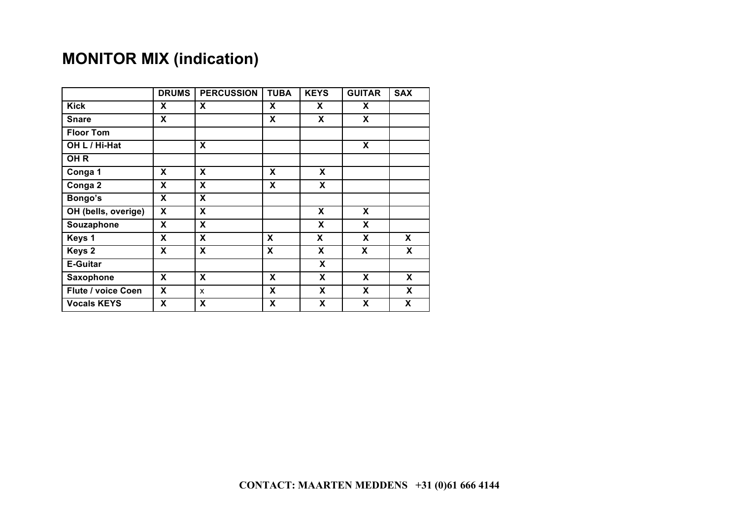# MONITOR MIX (indication)

| | DRUMS | PERCUSSION | TUBA | KEYS | GUITAR | SAX |
|---|---|---|---|---|---|---|
| Kick | X | X | X | X | X | |
| Snare | X | | X | X | X | |
| Floor Tom | | | | | | |
| OH L / Hi-Hat | | X | | | X | |
| OH R | | | | | | |
| Conga 1 | X | X | X | X | | |
| Conga 2 | X | X | X | X | | |
| Bongo's | X | X | | | | |
| OH (bells, overige) | X | X | | X | X | |
| Souzaphone | X | X | | X | X | |
| Keys 1 | X | X | X | X | X | X |
| Keys 2 | X | X | X | X | X | X |
| E-Guitar | | | | X | | |
| Saxophone | X | X | X | X | X | X |
| Flute / voice Coen | X | x | X | X | X | X |
| Vocals KEYS | X | X | X | X | X | X |

**CONTACT: MAARTEN MEDDENS +31 (0)61 666 4144**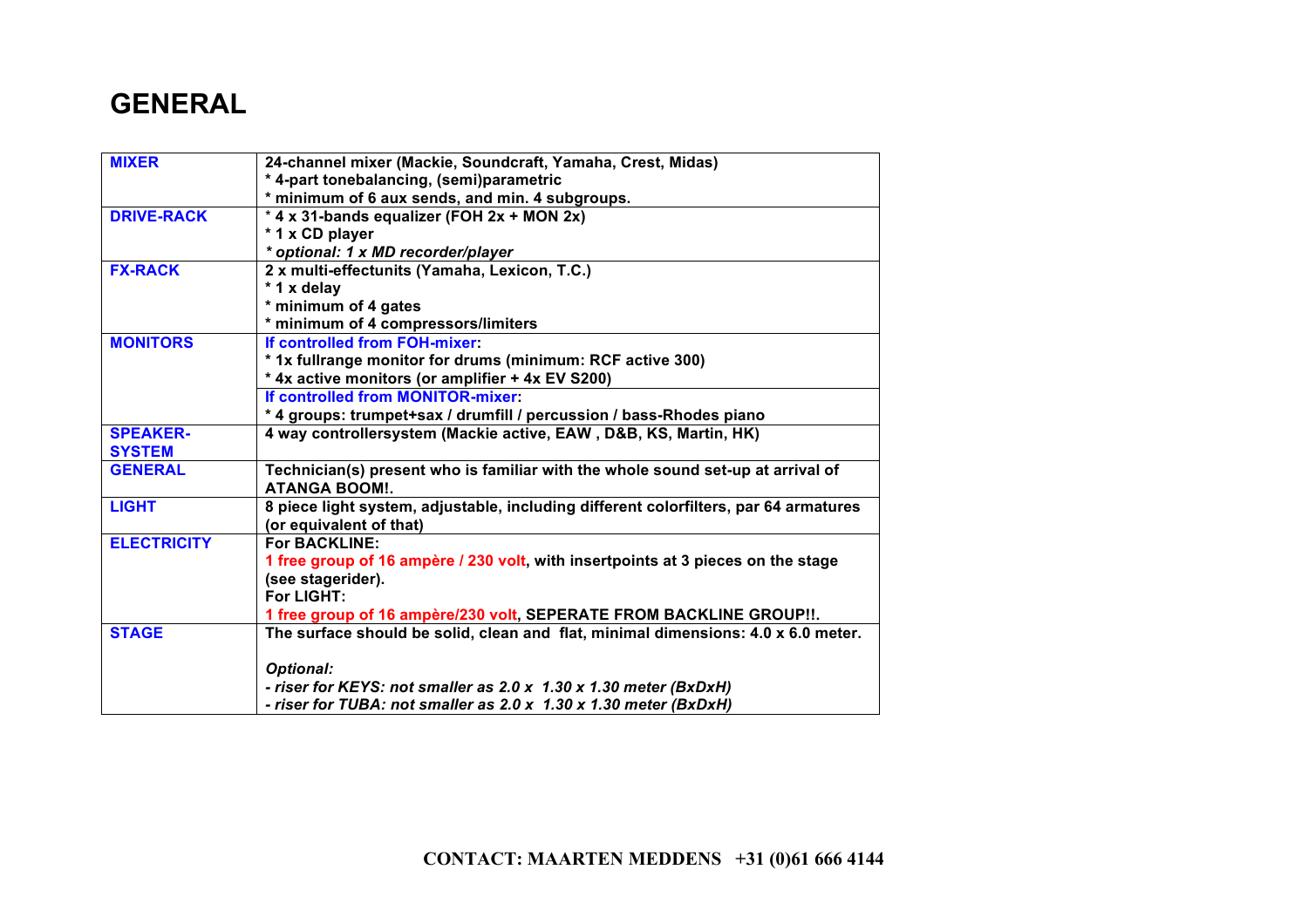# GENERAL

| | |
|---|---|
| **MIXER** | **24-channel mixer (Mackie, Soundcraft, Yamaha, Crest, Midas)**<br>**\* 4-part tonebalancing, (semi)parametric**<br>**\* minimum of 6 aux sends, and min. 4 subgroups.** |
| **DRIVE-RACK** | **\* 4 x 31-bands equalizer (FOH 2x + MON 2x)**<br>**\* 1 x CD player**<br>***\* optional: 1 x MD recorder/player*** |
| **FX-RACK** | **2 x multi-effectunits (Yamaha, Lexicon, T.C.)**<br>**\* 1 x delay**<br>**\* minimum of 4 gates**<br>**\* minimum of 4 compressors/limiters** |
| **MONITORS** | **If controlled from FOH-mixer:**<br>**\* 1x fullrange monitor for drums (minimum: RCF active 300)**<br>**\* 4x active monitors (or amplifier + 4x EV S200)** |
| | **If controlled from MONITOR-mixer:**<br>**\* 4 groups: trumpet+sax / drumfill / percussion / bass-Rhodes piano** |
| **SPEAKER-SYSTEM** | **4 way controllersystem (Mackie active, EAW , D&B, KS, Martin, HK)** |
| **GENERAL** | **Technician(s) present who is familiar with the whole sound set-up at arrival of ATANGA BOOM!.** |
| **LIGHT** | **8 piece light system, adjustable, including different colorfilters, par 64 armatures (or equivalent of that)** |
| **ELECTRICITY** | **For BACKLINE:**<br>**1 free group of 16 ampère / 230 volt, with insertpoints at 3 pieces on the stage (see stagerider).**<br>**For LIGHT:**<br>**1 free group of 16 ampère/230 volt, SEPERATE FROM BACKLINE GROUP!!.** |
| **STAGE** | **The surface should be solid, clean and flat, minimal dimensions: 4.0 x 6.0 meter.**<br><br>***Optional:***<br>***- riser for KEYS: not smaller as 2.0 x 1.30 x 1.30 meter (BxDxH)***<br>***- riser for TUBA: not smaller as 2.0 x 1.30 x 1.30 meter (BxDxH)*** |

**CONTACT: MAARTEN MEDDENS +31 (0)61 666 4144**